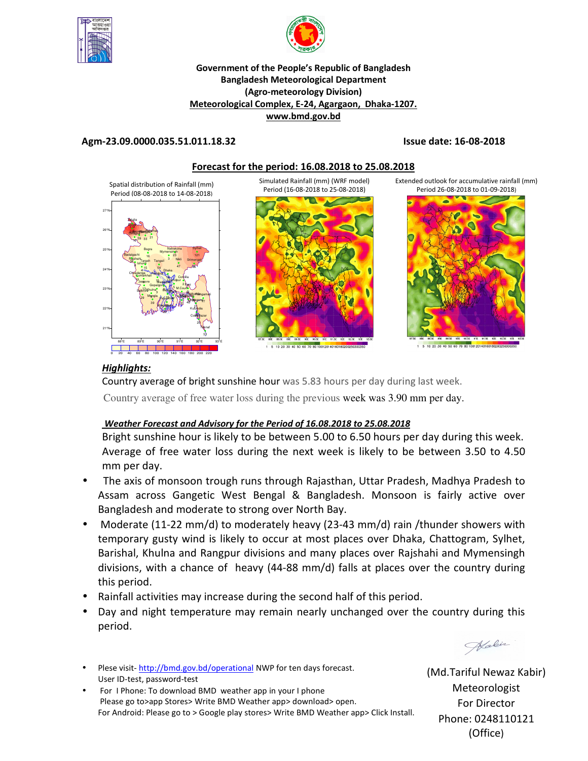**Government of the People's Republic of Bangladesh**
**Bangladesh Meteorological Department**
**(Agro-meteorology Division)**
**Meteorological Complex, E-24, Agargaon, Dhaka-1207.**
**www.bmd.gov.bd**

**Agm-23.09.0000.035.51.011.18.32** **Issue date: 16-08-2018**

## Forecast for the period: 16.08.2018 to 25.08.2018

Spatial distribution of Rainfall (mm) Period (08-08-2018 to 14-08-2018)

Simulated Rainfall (mm) (WRF model) Period (16-08-2018 to 25-08-2018)

Extended outlook for accumulative rainfall (mm) Period 26-08-2018 to 01-09-2018)

### *Highlights:*

Country average of bright sunshine hour was 5.83 hours per day during last week.

Country average of free water loss during the previous week was 3.90 mm per day.

### *Weather Forecast and Advisory for the Period of 16.08.2018 to 25.08.2018*

Bright sunshine hour is likely to be between 5.00 to 6.50 hours per day during this week. Average of free water loss during the next week is likely to be between 3.50 to 4.50 mm per day.

- The axis of monsoon trough runs through Rajasthan, Uttar Pradesh, Madhya Pradesh to Assam across Gangetic West Bengal & Bangladesh. Monsoon is fairly active over Bangladesh and moderate to strong over North Bay.
- Moderate (11-22 mm/d) to moderately heavy (23-43 mm/d) rain /thunder showers with temporary gusty wind is likely to occur at most places over Dhaka, Chattogram, Sylhet, Barishal, Khulna and Rangpur divisions and many places over Rajshahi and Mymensingh divisions, with a chance of heavy (44-88 mm/d) falls at places over the country during this period.
- Rainfall activities may increase during the second half of this period.
- Day and night temperature may remain nearly unchanged over the country during this period.

(Md.Tariful Newaz Kabir)
Meteorologist
For Director
Phone: 0248110121 (Office)

- Plese visit- http://bmd.gov.bd/operational NWP for ten days forecast. User ID-test, password-test
- For I Phone: To download BMD weather app in your I phone Please go to>app Stores> Write BMD Weather app> download> open. For Android: Please go to > Google play stores> Write BMD Weather app> Click Install.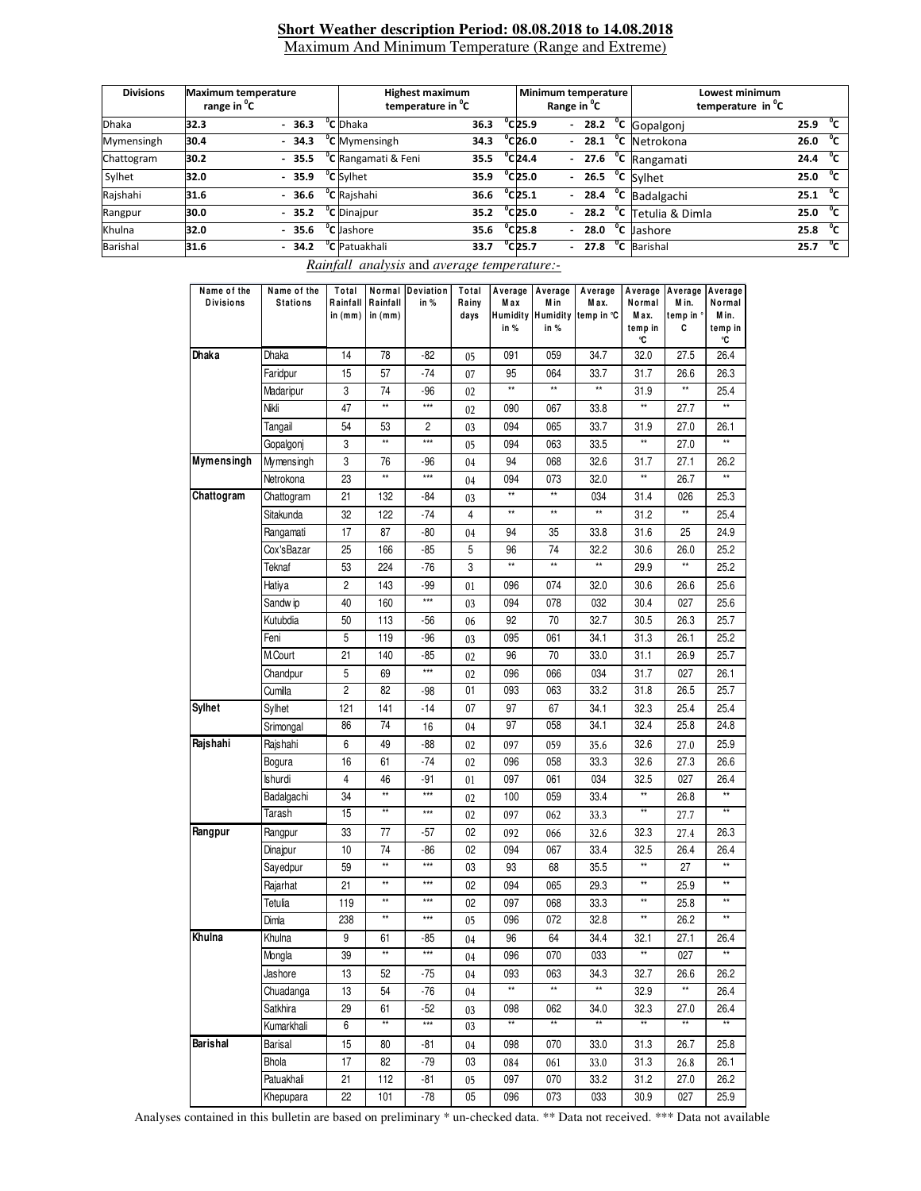## Short Weather description Period: 08.08.2018 to 14.08.2018

Maximum And Minimum Temperature (Range and Extreme)

| Divisions | Maximum temperature range in °C | Highest maximum temperature in °C | | Minimum temperature Range in °C | Lowest minimum temperature in °C | |
|---|---|---|---|---|---|---|
| Dhaka | 32.3 - 36.3 °C | Dhaka | 36.3 °C | 25.9 - 28.2 °C | Gopalgonj | 25.9 °C |
| Mymensingh | 30.4 - 34.3 °C | Mymensingh | 34.3 °C | 26.0 - 28.1 °C | Netrokona | 26.0 °C |
| Chattogram | 30.2 - 35.5 °C | Rangamati & Feni | 35.5 °C | 24.4 - 27.6 °C | Rangamati | 24.4 °C |
| Sylhet | 32.0 - 35.9 °C | Sylhet | 35.9 °C | 25.0 - 26.5 °C | Sylhet | 25.0 °C |
| Rajshahi | 31.6 - 36.6 °C | Rajshahi | 36.6 °C | 25.1 - 28.4 °C | Badalgachi | 25.1 °C |
| Rangpur | 30.0 - 35.2 °C | Dinajpur | 35.2 °C | 25.0 - 28.2 °C | Tetulia & Dimla | 25.0 °C |
| Khulna | 32.0 - 35.6 °C | Jashore | 35.6 °C | 25.8 - 28.0 °C | Jashore | 25.8 °C |
| Barishal | 31.6 - 34.2 °C | Patuakhali | 33.7 °C | 25.7 - 27.8 °C | Barishal | 25.7 °C |

*Rainfall analysis* and *average temperature:-*

| Name of the Divisions | Name of the Stations | Total Rainfall in (mm) | Normal Rainfall in (mm) | Deviation in % | Total Rainy days | Average Max Humidity in % | Average Min Humidity in % | Average Max. temp in °C | Average Normal Max. temp in °C | Average Min. temp in °C | Average Normal Min. temp in °C |
|---|---|---|---|---|---|---|---|---|---|---|---|
| Dhaka | Dhaka | 14 | 78 | -82 | 05 | 091 | 059 | 34.7 | 32.0 | 27.5 | 26.4 |
| | Faridpur | 15 | 57 | -74 | 07 | 95 | 064 | 33.7 | 31.7 | 26.6 | 26.3 |
| | Madaripur | 3 | 74 | -96 | 02 | ** | ** | ** | 31.9 | ** | 25.4 |
| | Nikli | 47 | ** | *** | 02 | 090 | 067 | 33.8 | ** | 27.7 | ** |
| | Tangail | 54 | 53 | 2 | 03 | 094 | 065 | 33.7 | 31.9 | 27.0 | 26.1 |
| | Gopalgonj | 3 | ** | *** | 05 | 094 | 063 | 33.5 | ** | 27.0 | ** |
| Mymensingh | Mymensingh | 3 | 76 | -96 | 04 | 94 | 068 | 32.6 | 31.7 | 27.1 | 26.2 |
| | Netrokona | 23 | ** | *** | 04 | 094 | 073 | 32.0 | ** | 26.7 | ** |
| Chattogram | Chattogram | 21 | 132 | -84 | 03 | ** | ** | 034 | 31.4 | 026 | 25.3 |
| | Sitakunda | 32 | 122 | -74 | 4 | ** | ** | ** | 31.2 | ** | 25.4 |
| | Rangamati | 17 | 87 | -80 | 04 | 94 | 35 | 33.8 | 31.6 | 25 | 24.9 |
| | Cox'sBazar | 25 | 166 | -85 | 5 | 96 | 74 | 32.2 | 30.6 | 26.0 | 25.2 |
| | Teknaf | 53 | 224 | -76 | 3 | ** | ** | ** | 29.9 | ** | 25.2 |
| | Hatiya | 2 | 143 | -99 | 01 | 096 | 074 | 32.0 | 30.6 | 26.6 | 25.6 |
| | Sandwip | 40 | 160 | *** | 03 | 094 | 078 | 032 | 30.4 | 027 | 25.6 |
| | Kutubdia | 50 | 113 | -56 | 06 | 92 | 70 | 32.7 | 30.5 | 26.3 | 25.7 |
| | Feni | 5 | 119 | -96 | 03 | 095 | 061 | 34.1 | 31.3 | 26.1 | 25.2 |
| | M.Court | 21 | 140 | -85 | 02 | 96 | 70 | 33.0 | 31.1 | 26.9 | 25.7 |
| | Chandpur | 5 | 69 | *** | 02 | 096 | 066 | 034 | 31.7 | 027 | 26.1 |
| | Cumilla | 2 | 82 | -98 | 01 | 093 | 063 | 33.2 | 31.8 | 26.5 | 25.7 |
| Sylhet | Sylhet | 121 | 141 | -14 | 07 | 97 | 67 | 34.1 | 32.3 | 25.4 | 25.4 |
| | Srimongal | 86 | 74 | 16 | 04 | 97 | 058 | 34.1 | 32.4 | 25.8 | 24.8 |
| Rajshahi | Rajshahi | 6 | 49 | -88 | 02 | 097 | 059 | 35.6 | 32.6 | 27.0 | 25.9 |
| | Bogura | 16 | 61 | -74 | 02 | 096 | 058 | 33.3 | 32.6 | 27.3 | 26.6 |
| | Ishurdi | 4 | 46 | -91 | 01 | 097 | 061 | 034 | 32.5 | 027 | 26.4 |
| | Badalgachi | 34 | ** | *** | 02 | 100 | 059 | 33.4 | ** | 26.8 | ** |
| | Tarash | 15 | ** | *** | 02 | 097 | 062 | 33.3 | ** | 27.7 | ** |
| Rangpur | Rangpur | 33 | 77 | -57 | 02 | 092 | 066 | 32.6 | 32.3 | 27.4 | 26.3 |
| | Dinajpur | 10 | 74 | -86 | 02 | 094 | 067 | 33.4 | 32.5 | 26.4 | 26.4 |
| | Sayedpur | 59 | ** | *** | 03 | 93 | 68 | 35.5 | ** | 27 | ** |
| | Rajarhat | 21 | ** | *** | 02 | 094 | 065 | 29.3 | ** | 25.9 | ** |
| | Tetulia | 119 | ** | *** | 02 | 097 | 068 | 33.3 | ** | 25.8 | ** |
| | Dimla | 238 | ** | *** | 05 | 096 | 072 | 32.8 | ** | 26.2 | ** |
| Khulna | Khulna | 9 | 61 | -85 | 04 | 96 | 64 | 34.4 | 32.1 | 27.1 | 26.4 |
| | Mongla | 39 | ** | *** | 04 | 096 | 070 | 033 | ** | 027 | ** |
| | Jashore | 13 | 52 | -75 | 04 | 093 | 063 | 34.3 | 32.7 | 26.6 | 26.2 |
| | Chuadanga | 13 | 54 | -76 | 04 | ** | ** | ** | 32.9 | ** | 26.4 |
| | Satkhira | 29 | 61 | -52 | 03 | 098 | 062 | 34.0 | 32.3 | 27.0 | 26.4 |
| | Kumarkhali | 6 | ** | *** | 03 | ** | ** | ** | ** | ** | ** |
| Barishal | Barisal | 15 | 80 | -81 | 04 | 098 | 070 | 33.0 | 31.3 | 26.7 | 25.8 |
| | Bhola | 17 | 82 | -79 | 03 | 084 | 061 | 33.0 | 31.3 | 26.8 | 26.1 |
| | Patuakhali | 21 | 112 | -81 | 05 | 097 | 070 | 33.2 | 31.2 | 27.0 | 26.2 |
| | Khepupara | 22 | 101 | -78 | 05 | 096 | 073 | 033 | 30.9 | 027 | 25.9 |

Analyses contained in this bulletin are based on preliminary * un-checked data. ** Data not received. *** Data not available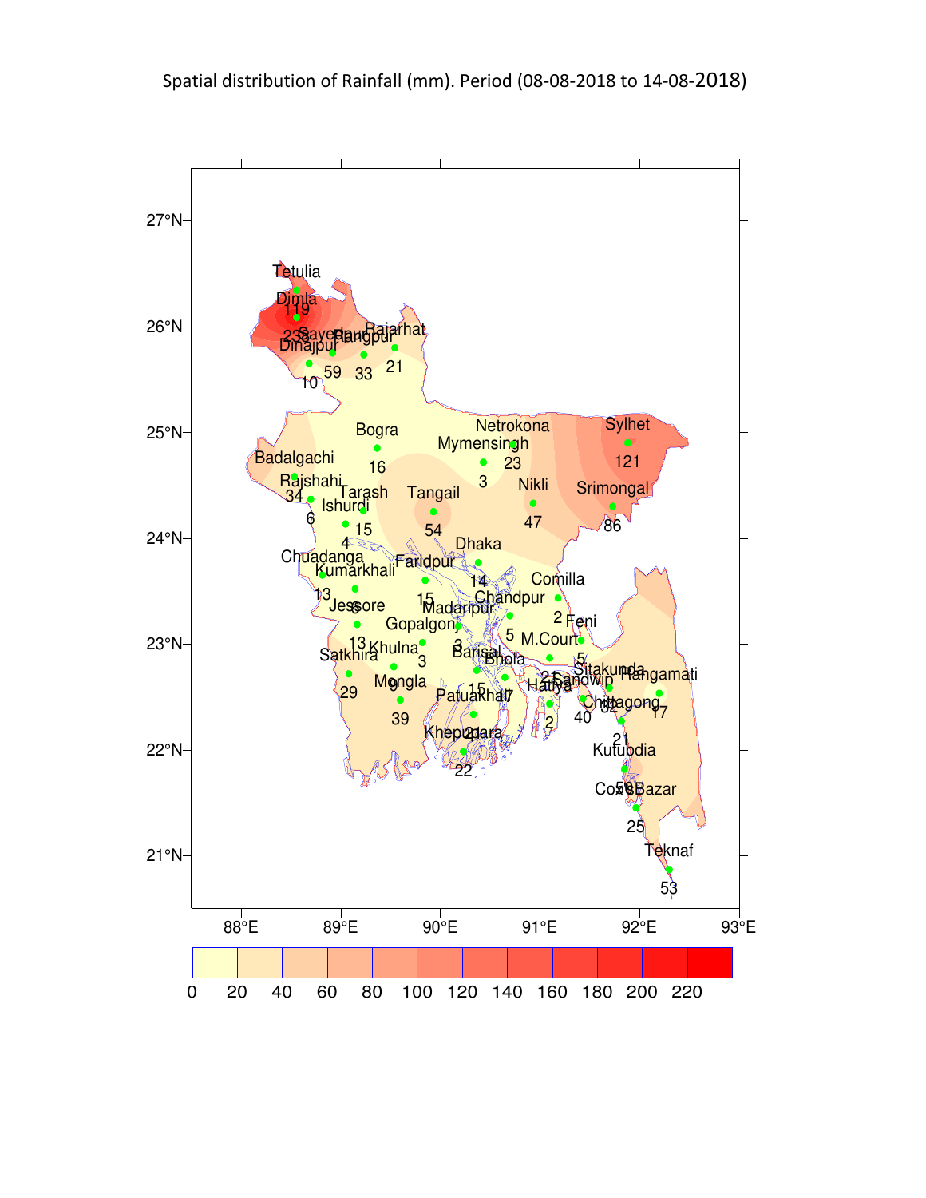Spatial distribution of Rainfall (mm). Period (08-08-2018 to 14-08-2018)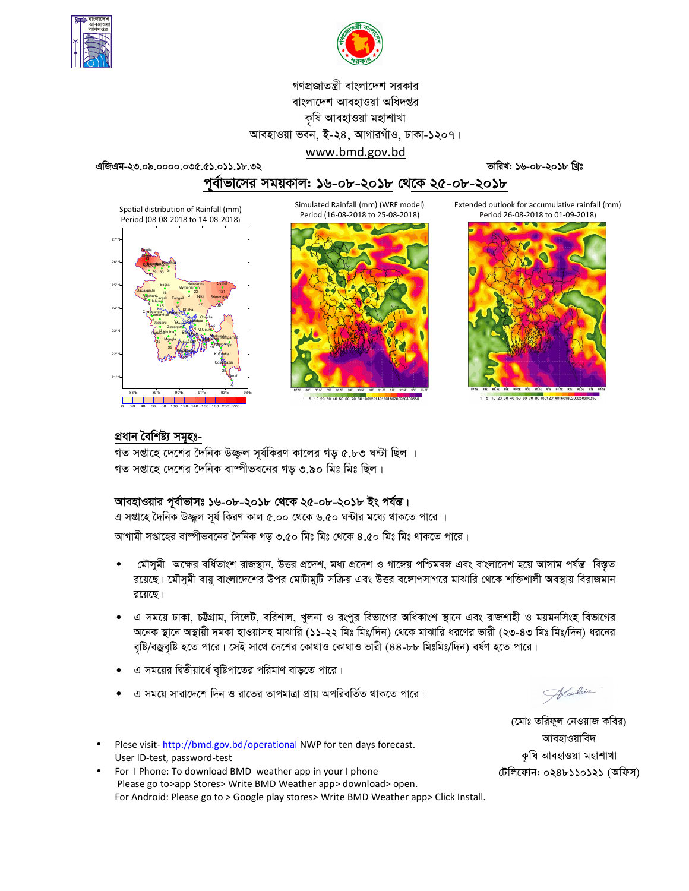গণপ্রজাতন্ত্রী বাংলাদেশ সরকার
বাংলাদেশ আবহাওয়া অধিদপ্তর
কৃষি আবহাওয়া মহাশাখা
আবহাওয়া ভবন, ই-২৪, আগারগাঁও, ঢাকা-১২০৭।
www.bmd.gov.bd

এজিএম-২৩.০৯.০০০০.০৩৫.৫১.০১১.১৮.৩২ — তারিখ: ১৬-০৮-২০১৮ খ্রিঃ

# পূর্বাভাসের সময়কাল: ১৬-০৮-২০১৮ থেকে ২৫-০৮-২০১৮

Spatial distribution of Rainfall (mm) Period (08-08-2018 to 14-08-2018)

Simulated Rainfall (mm) (WRF model) Period (16-08-2018 to 25-08-2018)

Extended outlook for accumulative rainfall (mm) Period 26-08-2018 to 01-09-2018)

## প্রধান বৈশিষ্ট্য সমূহঃ-

গত সপ্তাহে দেশের দৈনিক উজ্জ্বল সূর্যকিরণ কালের গড় ৫.৮৩ ঘন্টা ছিল ।
গত সপ্তাহে দেশের দৈনিক বাষ্পীভবনের গড় ৩.৯০ মিঃ মিঃ ছিল।

## আবহাওয়ার পূর্বাভাসঃ ১৬-০৮-২০১৮ থেকে ২৫-০৮-২০১৮ ইং পর্যন্ত।

এ সপ্তাহে দৈনিক উজ্জ্বল সূর্য কিরণ কাল ৫.০০ থেকে ৬.৫০ ঘন্টার মধ্যে থাকতে পারে ।

আগামী সপ্তাহের বাষ্পীভবনের দৈনিক গড় ৩.৫০ মিঃ মিঃ থেকে ৪.৫০ মিঃ মিঃ থাকতে পারে।

- মৌসুমী অক্ষের বর্ধিতাংশ রাজস্থান, উত্তর প্রদেশ, মধ্য প্রদেশ ও গাঙ্গেয় পশ্চিমবঙ্গ এবং বাংলাদেশ হয়ে আসাম পর্যন্ত বিস্তৃত রয়েছে। মৌসুমী বায়ু বাংলাদেশের উপর মোটামুটি সক্রিয় এবং উত্তর বঙ্গোপসাগরে মাঝারি থেকে শক্তিশালী অবস্থায় বিরাজমান রয়েছে।
- এ সময়ে ঢাকা, চট্টগ্রাম, সিলেট, বরিশাল, খুলনা ও রংপুর বিভাগের অধিকাংশ স্থানে এবং রাজশাহী ও ময়মনসিংহ বিভাগের অনেক স্থানে অস্থায়ী দমকা হাওয়াসহ মাঝারি (১১-২২ মিঃ মিঃ/দিন) থেকে মাঝারি ধরণের ভারী (২৩-৪৩ মিঃ মিঃ/দিন) ধরনের বৃষ্টি/বজ্রবৃষ্টি হতে পারে। সেই সাথে দেশের কোথাও কোথাও ভারী (৪৪-৮৮ মিঃমিঃ/দিন) বর্ষণ হতে পারে।
- এ সময়ের দ্বিতীয়ার্ধে বৃষ্টিপাতের পরিমাণ বাড়তে পারে।
- এ সময়ে সারাদেশে দিন ও রাতের তাপমাত্রা প্রায় অপরিবর্তিত থাকতে পারে।

(মোঃ তরিফুল নেওয়াজ কবির)
আবহাওয়াবিদ
কৃষি আবহাওয়া মহাশাখা
টেলিফোন: ০২৪৮১১০১২১ (অফিস)

- Plese visit- http://bmd.gov.bd/operational NWP for ten days forecast.
  User ID-test, password-test
- For I Phone: To download BMD weather app in your I phone
  Please go to>app Stores> Write BMD Weather app> download> open.
  For Android: Please go to > Google play stores> Write BMD Weather app> Click Install.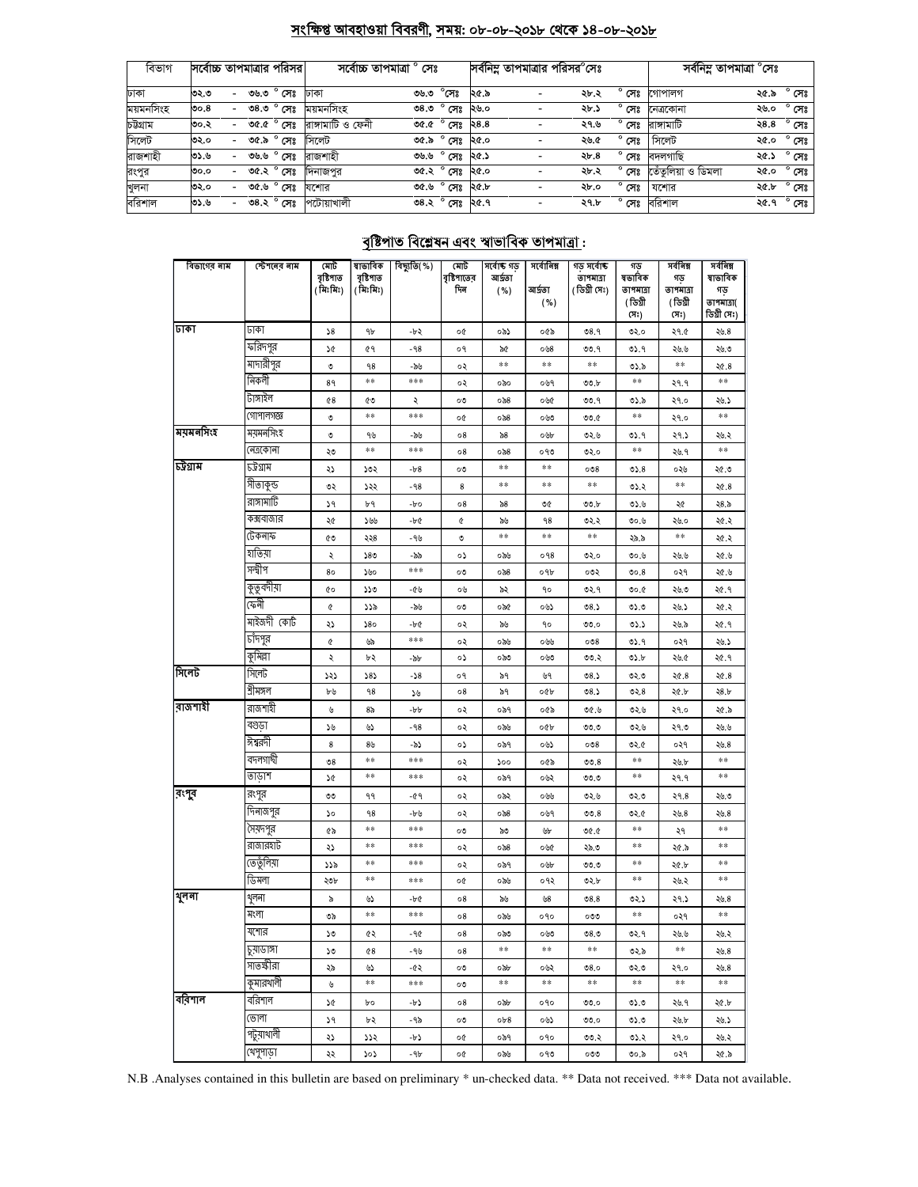## সংক্ষিপ্ত আবহাওয়া বিবরণী, সময়: ০৮-০৮-২০১৮ থেকে ১৪-০৮-২০১৮

| বিভাগ | সর্বোচ্চ তাপমাত্রার পরিসর | সর্বোচ্চ তাপমাত্রা ° সেঃ | | সর্বনিম্ন তাপমাত্রার পরিসর°সেঃ | সর্বনিম্ন তাপমাত্রা °সেঃ | |
|---|---|---|---|---|---|---|
| ঢাকা | ৩২.৩ - ৩৬.৩ ° সেঃ | ঢাকা | ৩৬.৩ °সেঃ | ২৫.৯ - ২৮.২ ° সেঃ | গোপালগ | ২৫.৯ ° সেঃ |
| ময়মনসিংহ | ৩০.৪ - ৩৪.৩ ° সেঃ | ময়মনসিংহ | ৩৪.৩ ° সেঃ | ২৬.০ - ২৮.১ ° সেঃ | নেত্রকোনা | ২৬.০ ° সেঃ |
| চট্টগ্রাম | ৩০.২ - ৩৫.৫ ° সেঃ | রাঙ্গামাটি ও ফেনী | ৩৫.৫ ° সেঃ | ২৪.৪ - ২৭.৬ ° সেঃ | রাঙ্গামাটি | ২৪.৪ ° সেঃ |
| সিলেট | ৩২.০ - ৩৫.৯ ° সেঃ | সিলেট | ৩৫.৯ ° সেঃ | ২৫.০ - ২৬.৫ ° সেঃ | সিলেট | ২৫.০ ° সেঃ |
| রাজশাহী | ৩১.৬ - ৩৬.৬ ° সেঃ | রাজশাহী | ৩৬.৬ ° সেঃ | ২৫.১ - ২৮.৪ ° সেঃ | বদলগাছি | ২৫.১ ° সেঃ |
| রংপুর | ৩০.০ - ৩৫.২ ° সেঃ | দিনাজপুর | ৩৫.২ ° সেঃ | ২৫.০ - ২৮.২ ° সেঃ | তেঁতুলিয়া ও ডিমলা | ২৫.০ ° সেঃ |
| খুলনা | ৩২.০ - ৩৫.৬ ° সেঃ | যশোর | ৩৫.৬ ° সেঃ | ২৫.৮ - ২৮.০ ° সেঃ | যশোর | ২৫.৮ ° সেঃ |
| বরিশাল | ৩১.৬ - ৩৪.২ ° সেঃ | পটোয়াখালী | ৩৪.২ ° সেঃ | ২৫.৭ - ২৭.৮ ° সেঃ | বরিশাল | ২৫.৭ ° সেঃ |

## বৃষ্টিপাত বিশ্লেষন এবং স্বাভাবিক তাপমাত্রা :

| বিভাগের নাম | স্টেশনের নাম | মোট বৃষ্টিপাত (মিঃমিঃ) | স্বাভাবিক বৃষ্টিপাত (মিঃমিঃ) | বিচ্যুতি(%) | মোট বৃষ্টিপাতের দিন | সর্বোচ্চ গড় আর্দ্রতা (%) | সর্বোনিম্ন আর্দ্রতা (%) | গড় সর্বোচ্চ তাপমাত্রা (ডিগ্রী সেঃ) | গড় স্বাভাবিক তাপমাত্রা (ডিগ্রী সেঃ) | সর্বনিম্ন গড় তাপমাত্রা (ডিগ্রী সেঃ) | সর্বনিম্ন স্বাভাবিক গড় তাপমাত্রা( ডিগ্রী সেঃ) |
|---|---|---|---|---|---|---|---|---|---|---|---|
| ঢাকা | ঢাকা | ১৪ | ৭৮ | -৮২ | ০৫ | ৩৯১ | ০৫৯ | ৩৪.৭ | ৩২.০ | ২৭.৫ | ২৬.৪ |
| | ফরিদপুর | ১৫ | ৫৭ | -৭৪ | ০৭ | ৯৫ | ০৬৪ | ৩৩.৭ | ৩১.৭ | ২৬.৬ | ২৬.৩ |
| | মাদারীপুর | ৩ | ৭৪ | -৯৬ | ০২ | ** | ** | ** | ৩১.৯ | ** | ২৫.৪ |
| | নিকলী | ৪৭ | ** | *** | ০২ | ৩৯০ | ০৬৭ | ৩৩.৮ | ** | ২৭.৭ | ** |
| | টাঙ্গাইল | ৫৪ | ৫৩ | ২ | ০৩ | ৩৯৪ | ০৬৫ | ৩৩.৭ | ৩১.৯ | ২৭.০ | ২৬.১ |
| | গোপালগঞ্জ | ৩ | ** | *** | ০৫ | ৩৯৪ | ০৬৩ | ৩৩.৫ | ** | ২৭.০ | ** |
| ময়মনসিংহ | ময়মনসিংহ | ৩ | ৭৬ | -৯৬ | ০৪ | ৯৪ | ০৬৮ | ৩২.৬ | ৩১.৭ | ২৭.১ | ২৬.২ |
| | নেত্রকোনা | ২৩ | ** | *** | ০৪ | ৩৯৪ | ০৭৩ | ৩২.০ | ** | ২৬.৭ | ** |
| চট্টগ্রাম | চট্টগ্রাম | ২১ | ১৩২ | -৮৪ | ০৩ | ** | ** | ০৩৪ | ৩১.৪ | ০২৬ | ২৫.৩ |
| | সীতাকুন্ড | ৩২ | ১২২ | -৭৪ | ৪ | ** | ** | ** | ৩১.২ | ** | ২৫.৪ |
| | রাঙ্গামাটি | ১৭ | ৮৭ | -৮০ | ০৪ | ৯৪ | ৩৫ | ৩৩.৮ | ৩১.৬ | ২৫ | ২৪.৯ |
| | কক্সবাজার | ২৫ | ১৬৬ | -৮৫ | ৫ | ৯৬ | ৭৪ | ৩২.২ | ৩০.৬ | ২৬.০ | ২৫.২ |
| | টেকনাফ | ৫৩ | ২২৪ | -৭৬ | ৩ | ** | ** | ** | ২৯.৯ | ** | ২৫.২ |
| | হাতিয়া | ২ | ১৪৩ | -৯৯ | ০১ | ৩৯৬ | ০৭৪ | ৩২.০ | ৩০.৬ | ২৬.৬ | ২৫.৬ |
| | সন্দ্বীপ | ৪০ | ১৬০ | *** | ০৩ | ৩৯৪ | ০৭৮ | ০৩২ | ৩০.৪ | ০২৭ | ২৫.৬ |
| | কুতুবদীয়া | ৫০ | ১১৩ | -৫৬ | ০৬ | ৯২ | ৭০ | ৩২.৭ | ৩০.৫ | ২৬.৩ | ২৫.৭ |
| | ফেনী | ৫ | ১১৯ | -৯৬ | ০৩ | ৩৯৫ | ০৬১ | ৩৪.১ | ৩১.৩ | ২৬.১ | ২৫.২ |
| | মাইজদী কোর্ট | ২১ | ১৪০ | -৮৫ | ০২ | ৯৬ | ৭০ | ৩৩.০ | ৩১.১ | ২৬.৯ | ২৫.৭ |
| | চাঁদপুর | ৫ | ৬৯ | *** | ০২ | ৩৯৬ | ০৬৬ | ০৩৪ | ৩১.৭ | ০২৭ | ২৬.১ |
| | কুমিল্লা | ২ | ৮২ | -৯৮ | ০১ | ৩৯৩ | ০৬৩ | ৩৩.২ | ৩১.৮ | ২৬.৫ | ২৫.৭ |
| সিলেট | সিলেট | ১২১ | ১৪১ | -১৪ | ০৭ | ৯৭ | ৬৭ | ৩৪.১ | ৩২.৩ | ২৫.৪ | ২৫.৪ |
| | শ্রীমঙ্গল | ৮৬ | ৭৪ | ১৬ | ০৪ | ৯৭ | ০৫৮ | ৩৪.১ | ৩২.৪ | ২৫.৮ | ২৪.৮ |
| রাজশাহী | রাজশাহী | ৬ | ৪৯ | -৮৮ | ০২ | ৩৯৭ | ০৫৯ | ৩৫.৬ | ৩২.৬ | ২৭.০ | ২৫.৯ |
| | বগুড়া | ১৬ | ৬১ | -৭৪ | ০২ | ৩৯৬ | ০৫৮ | ৩৩.৩ | ৩২.৬ | ২৭.৩ | ২৬.৬ |
| | ঈশ্বরদী | ৪ | ৪৬ | -৯১ | ০১ | ৩৯৭ | ০৬১ | ০৩৪ | ৩২.৫ | ০২৭ | ২৬.৪ |
| | বদলগাছী | ৩৪ | ** | *** | ০২ | ১০০ | ০৫৯ | ৩৩.৪ | ** | ২৬.৮ | ** |
| | তাড়াশ | ১৫ | ** | *** | ০২ | ৩৯৭ | ০৬২ | ৩৩.৩ | ** | ২৭.৭ | ** |
| রংপুর | রংপুর | ৩৩ | ৭৭ | -৫৭ | ০২ | ৩৯২ | ০৬৬ | ৩২.৬ | ৩২.৩ | ২৭.৪ | ২৬.৩ |
| | দিনাজপুর | ১০ | ৭৪ | -৮৬ | ০২ | ৩৯৪ | ০৬৭ | ৩৩.৪ | ৩২.৫ | ২৬.৪ | ২৬.৪ |
| | সৈয়দপুর | ৫৯ | ** | *** | ০৩ | ৯৩ | ৬৮ | ৩৫.৫ | ** | ২৭ | ** |
| | রাজারহাট | ২১ | ** | *** | ০২ | ৩৯৪ | ০৬৫ | ২৯.৩ | ** | ২৫.৯ | ** |
| | তেতুঁলিয়া | ১১৯ | ** | *** | ০২ | ৩৯৭ | ০৬৮ | ৩৩.৩ | ** | ২৫.৮ | ** |
| | ডিমলা | ২৩৮ | ** | *** | ০৫ | ৩৯৬ | ০৭২ | ৩২.৮ | ** | ২৬.২ | ** |
| খুলনা | খুলনা | ৯ | ৬১ | -৮৫ | ০৪ | ৯৬ | ৬৪ | ৩৪.৪ | ৩২.১ | ২৭.১ | ২৬.৪ |
| | মংলা | ৩৯ | ** | *** | ০৪ | ৩৯৬ | ০৭০ | ০৩৩ | ** | ০২৭ | ** |
| | যশোর | ১৩ | ৫২ | -৭৫ | ০৪ | ৩৯৩ | ০৬৩ | ৩৪.৩ | ৩২.৭ | ২৬.৬ | ২৬.২ |
| | চুয়াডাঙ্গা | ১৩ | ৫৪ | -৭৬ | ০৪ | ** | ** | ** | ৩২.৯ | ** | ২৬.৪ |
| | সাতক্ষীরা | ২৯ | ৬১ | -৫২ | ০৩ | ৩৯৮ | ০৬২ | ৩৪.০ | ৩২.৩ | ২৭.০ | ২৬.৪ |
| | কুমারখালী | ৬ | ** | *** | ০৩ | ** | ** | ** | ** | ** | ** |
| বরিশাল | বরিশাল | ১৫ | ৮০ | -৮১ | ০৪ | ৩৯৮ | ০৭০ | ৩৩.০ | ৩১.৩ | ২৬.৭ | ২৫.৮ |
| | ভোলা | ১৭ | ৮২ | -৭৯ | ০৩ | ০৮৪ | ০৬১ | ৩৩.০ | ৩১.৩ | ২৬.৮ | ২৬.১ |
| | পটুয়াখালী | ২১ | ১১২ | -৮১ | ০৫ | ৩৯৭ | ০৭০ | ৩৩.২ | ৩১.২ | ২৭.০ | ২৬.২ |
| | খেপুপাড়া | ২২ | ১০১ | -৭৮ | ০৫ | ৩৯৬ | ০৭৩ | ০৩৩ | ৩০.৯ | ০২৭ | ২৫.৯ |

N.B .Analyses contained in this bulletin are based on preliminary * un-checked data. ** Data not received. *** Data not available.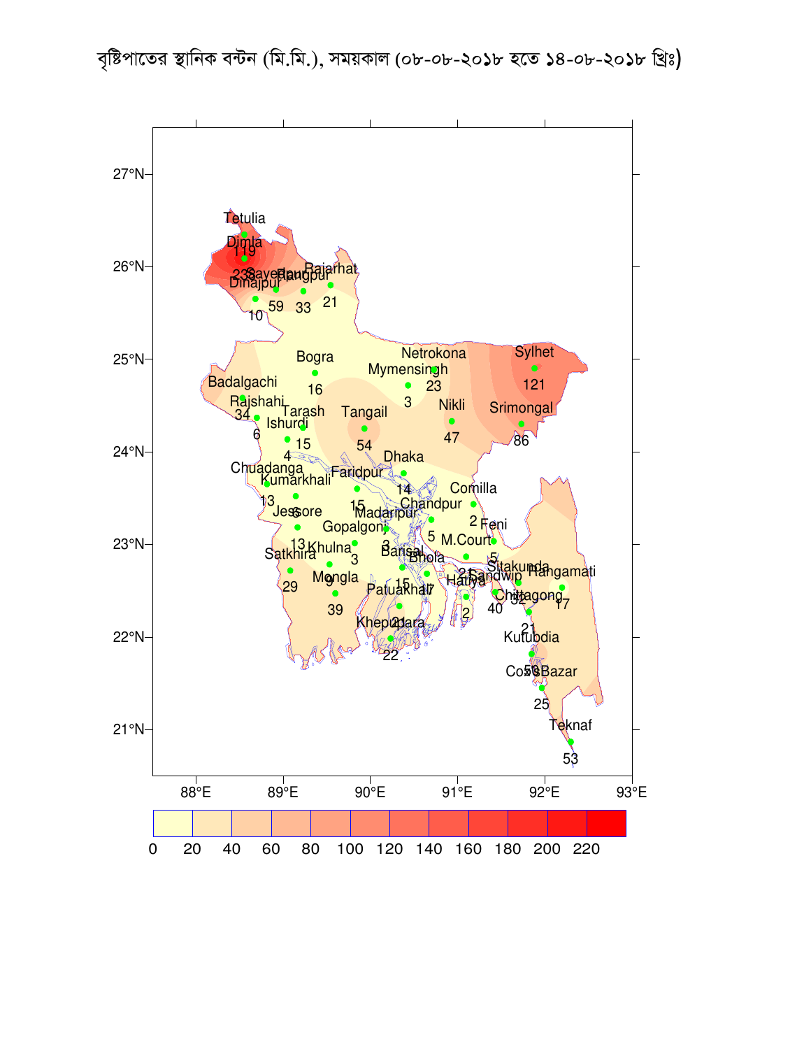বৃষ্টিপাতের স্থানিক বন্টন (মি.মি.), সময়কাল (০৮-০৮-২০১৮ হতে ১৪-০৮-২০১৮ খ্রিঃ)

27°N
26°N
25°N
24°N
23°N
22°N
21°N

88°E 89°E 90°E 91°E 92°E 93°E

Tetulia
Dimla 119
238
Saydpur 59
Rangpur 33
Rajarhat 21
Dinajpur 10
Bogra 16
Netrokona 23
Mymensingh 3
Sylhet 121
Badalgachi
Rajshahi 34
Tarash 6
Ishurdi 15
4
Tangail 54
Nikli 47
Srimongal 86
Dhaka 14
Chuadanga 13
Kumarkhali 6
Faridpur 15
Comilla 2
Chandpur 5
Jessore 13
Madaripur 3
Gopalgonj 3
Feni 5
M.Court 21
Khulna
Satkhira 29
Barisal 15
Bhola 17
Mongla 39
9
Sitakunda 32
Sandwip 40
Rangamati 17
Hatiya 2
Patuakhali 21
Chittagong 21
Khepupara 22
Kutubdia 50
CoxsBazar 25
Teknaf 53

0 20 40 60 80 100 120 140 160 180 200 220